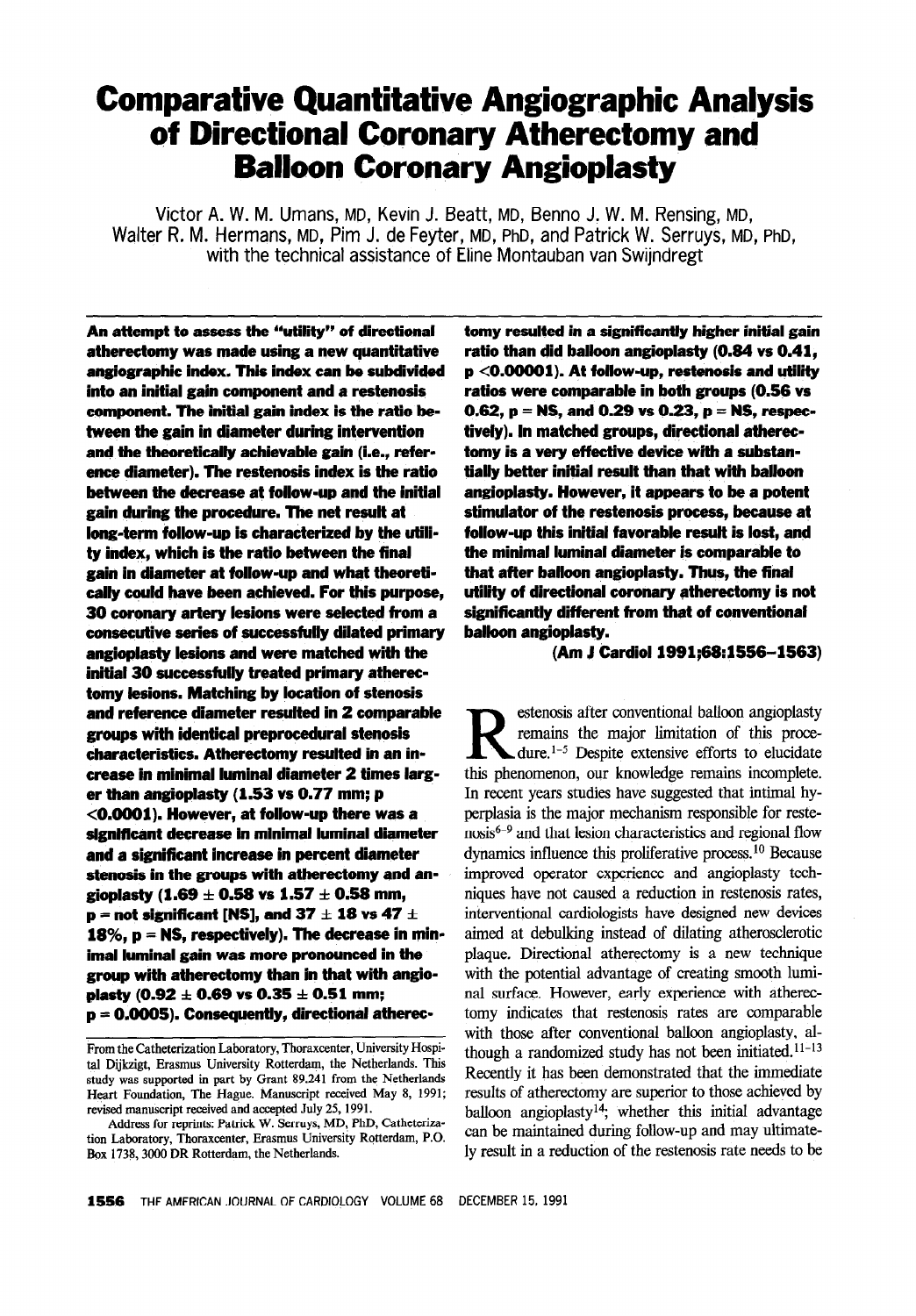# Comparative Quantitative Angiographic Analysis of Directional Coronary Atherectomy and Balloon Coronary Angioplasty

Victor A. W. M. Umans, MD, Kevin J. Beatt, MD, Benno J. W. M. Rensing, MD, Walter R. M. Hermans, MD, Pim J. de Feyter, MD, PhD, and Patrick W. Serruys, MD, PhD, with the technical assistance of Eline Montauban van Swijndregt

**An attempt to assess the "utility" of directional atherectomy was made using a new quantitative angiographic index. This index can be subdivided into an initial gain component and a restenosis component. The initial gain index is the ratio between the gain in diameter during intervention and the theoretically achievable gain (i.e., reference diameter). The restenosis index is the ratio between the decrease at follow-up and the initial gain during the procedure. The net result at long-term follow-up is characterized by the utility index, which is the ratio between the final gain in diameter at follow-up and what theoretically could have been achieved. For this purpose, 30 coronary artery lesions were selected from a consecutive series of successfully dilated primary angioplasty lesions and were matched with the initial 30 successfully treated primary atherectomy lesions. Matching by location of stenosis and reference diameter resulted in 2 comparable groups with identical preprocedural stenosis characteristics. Atherectomy resulted in an increase in minimal luminal diameter 2 times larger than angioplasty (1.53 vs 0.77 mm; p <0.0001). However, at follow-up there was a significant decrease in minimal luminal diameter and a significant increase in percent diameter stenosis in the groups with atherectomy and angioplasty (1.69 ± 0.58 vs 1.57 ± 0.58 mm, p = not significant [NS], and 37 ± 18 vs 47 ± 18%, p = NS, respectively). The decrease in minimal luminal gain was more pronounced in the group with atherectomy than in that with angioplasty (0.92 ± 0.69 vs 0.35 ± 0.51 mm; p = 0.0005). Consequently, directional atherectomy resulted in a significantly higher initial gain ratio than did balloon angioplasty (0.84 vs 0.41, p <0.00001). At follow-up, restenosis and utility ratios were comparable in both groups (0.56 vs 0.62, p = NS, and 0.29 vs 0.23, p = NS, respectively). In matched groups, directional atherectomy is a very effective device with a substantially better initial result than that with balloon angioplasty. However, it appears to be a potent stimulator of the restenosis process, because at follow-up this initial favorable result is lost, and the minimal luminal diameter is comparable to that after balloon angioplasty. Thus, the final utility of directional coronary atherectomy is not significantly different from that of conventional balloon angioplasty.**

**(Am J Cardiol 1991;68:1556–1563)**

Restenosis after conventional balloon angioplasty remains the major limitation of this procedure.[1–5] Despite extensive efforts to elucidate this phenomenon, our knowledge remains incomplete. In recent years studies have suggested that intimal hyperplasia is the major mechanism responsible for restenosis[6–9] and that lesion characteristics and regional flow dynamics influence this proliferative process.[10] Because improved operator experience and angioplasty techniques have not caused a reduction in restenosis rates, interventional cardiologists have designed new devices aimed at debulking instead of dilating atherosclerotic plaque. Directional atherectomy is a new technique with the potential advantage of creating smooth luminal surface. However, early experience with atherectomy indicates that restenosis rates are comparable with those after conventional balloon angioplasty, although a randomized study has not been initiated.[11–13] Recently it has been demonstrated that the immediate results of atherectomy are superior to those achieved by balloon angioplasty[14]; whether this initial advantage can be maintained during follow-up and may ultimately result in a reduction of the restenosis rate needs to be

From the Catheterization Laboratory, Thoraxcenter, University Hospital Dijkzigt, Erasmus University Rotterdam, the Netherlands. This study was supported in part by Grant 89.241 from the Netherlands Heart Foundation, The Hague. Manuscript received May 8, 1991; revised manuscript received and accepted July 25, 1991.

Address for reprints: Patrick W. Serruys, MD, PhD, Catheterization Laboratory, Thoraxcenter, Erasmus University Rotterdam, P.O. Box 1738, 3000 DR Rotterdam, the Netherlands.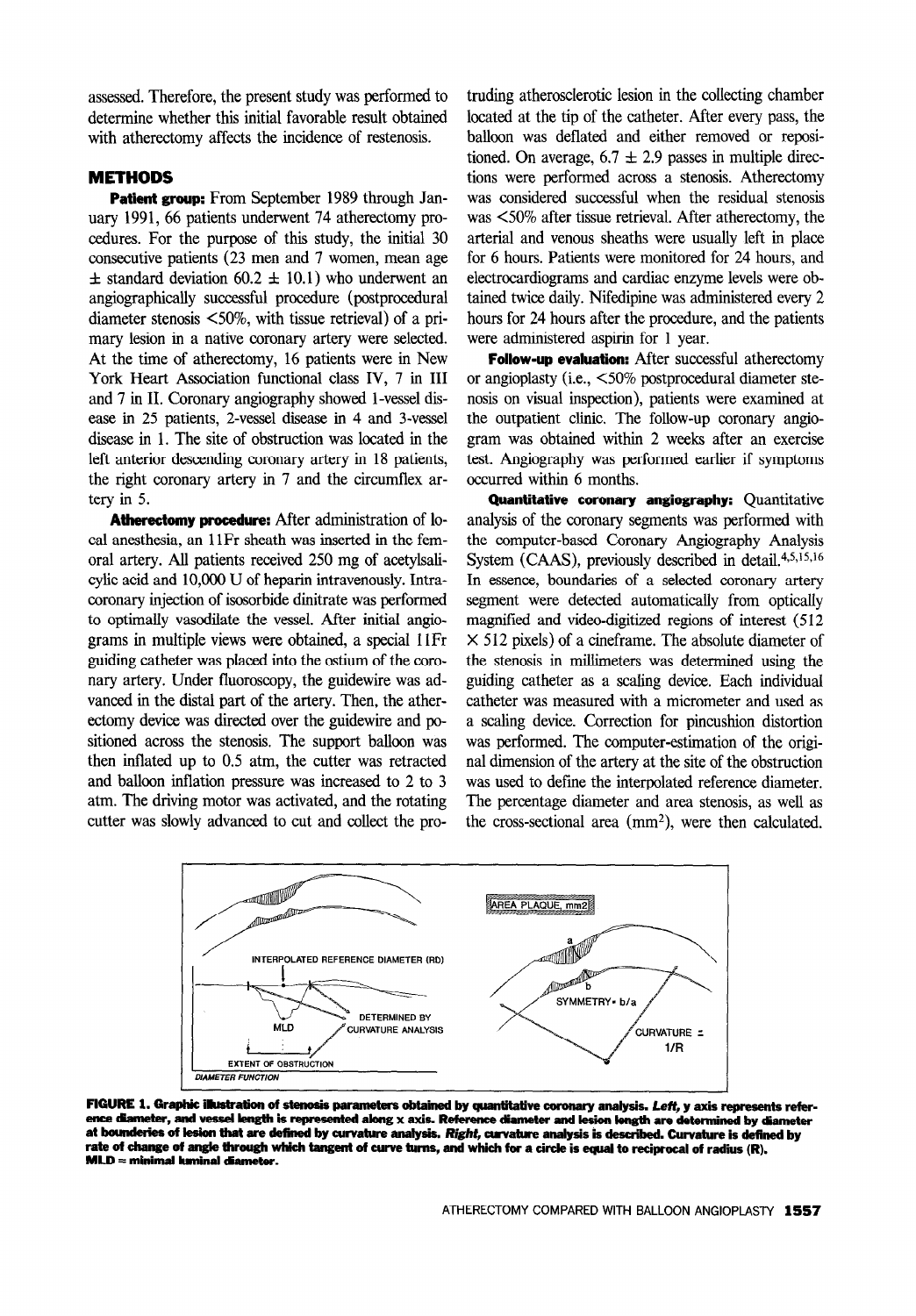assessed. Therefore, the present study was performed to determine whether this initial favorable result obtained with atherectomy affects the incidence of restenosis.

## METHODS

**Patient group:** From September 1989 through January 1991, 66 patients underwent 74 atherectomy procedures. For the purpose of this study, the initial 30 consecutive patients (23 men and 7 women, mean age ± standard deviation 60.2 ± 10.1) who underwent an angiographically successful procedure (postprocedural diameter stenosis <50%, with tissue retrieval) of a primary lesion in a native coronary artery were selected. At the time of atherectomy, 16 patients were in New York Heart Association functional class IV, 7 in III and 7 in II. Coronary angiography showed 1-vessel disease in 25 patients, 2-vessel disease in 4 and 3-vessel disease in 1. The site of obstruction was located in the left anterior descending coronary artery in 18 patients, the right coronary artery in 7 and the circumflex artery in 5.

**Atherectomy procedure:** After administration of local anesthesia, an 11Fr sheath was inserted in the femoral artery. All patients received 250 mg of acetylsalicylic acid and 10,000 U of heparin intravenously. Intracoronary injection of isosorbide dinitrate was performed to optimally vasodilate the vessel. After initial angiograms in multiple views were obtained, a special 11Fr guiding catheter was placed into the ostium of the coronary artery. Under fluoroscopy, the guidewire was advanced in the distal part of the artery. Then, the atherectomy device was directed over the guidewire and positioned across the stenosis. The support balloon was then inflated up to 0.5 atm, the cutter was retracted and balloon inflation pressure was increased to 2 to 3 atm. The driving motor was activated, and the rotating cutter was slowly advanced to cut and collect the protruding atherosclerotic lesion in the collecting chamber located at the tip of the catheter. After every pass, the balloon was deflated and either removed or repositioned. On average, 6.7 ± 2.9 passes in multiple directions were performed across a stenosis. Atherectomy was considered successful when the residual stenosis was <50% after tissue retrieval. After atherectomy, the arterial and venous sheaths were usually left in place for 6 hours. Patients were monitored for 24 hours, and electrocardiograms and cardiac enzyme levels were obtained twice daily. Nifedipine was administered every 2 hours for 24 hours after the procedure, and the patients were administered aspirin for 1 year.

**Follow-up evaluation:** After successful atherectomy or angioplasty (i.e., <50% postprocedural diameter stenosis on visual inspection), patients were examined at the outpatient clinic. The follow-up coronary angiogram was obtained within 2 weeks after an exercise test. Angiography was performed earlier if symptoms occurred within 6 months.

**Quantitative coronary angiography:** Quantitative analysis of the coronary segments was performed with the computer-based Coronary Angiography Analysis System (CAAS), previously described in detail.[4,5,15,16] In essence, boundaries of a selected coronary artery segment were detected automatically from optically magnified and video-digitized regions of interest (512 × 512 pixels) of a cineframe. The absolute diameter of the stenosis in millimeters was determined using the guiding catheter as a scaling device. Each individual catheter was measured with a micrometer and used as a scaling device. Correction for pincushion distortion was performed. The computer-estimation of the original dimension of the artery at the site of the obstruction was used to define the interpolated reference diameter. The percentage diameter and area stenosis, as well as the cross-sectional area ($mm^2$), were then calculated.

**FIGURE 1. Graphic illustration of stenosis parameters obtained by quantitative coronary analysis.** ***Left,*** **y axis represents reference diameter, and vessel length is represented along x axis. Reference diameter and lesion length are determined by diameter at bounderies of lesion that are defined by curvature analysis.** ***Right,*** **curvature analysis is described. Curvature is defined by rate of change of angle through which tangent of curve turns, and which for a circle is equal to reciprocal of radius (R). MLD = minimal luminal diameter.**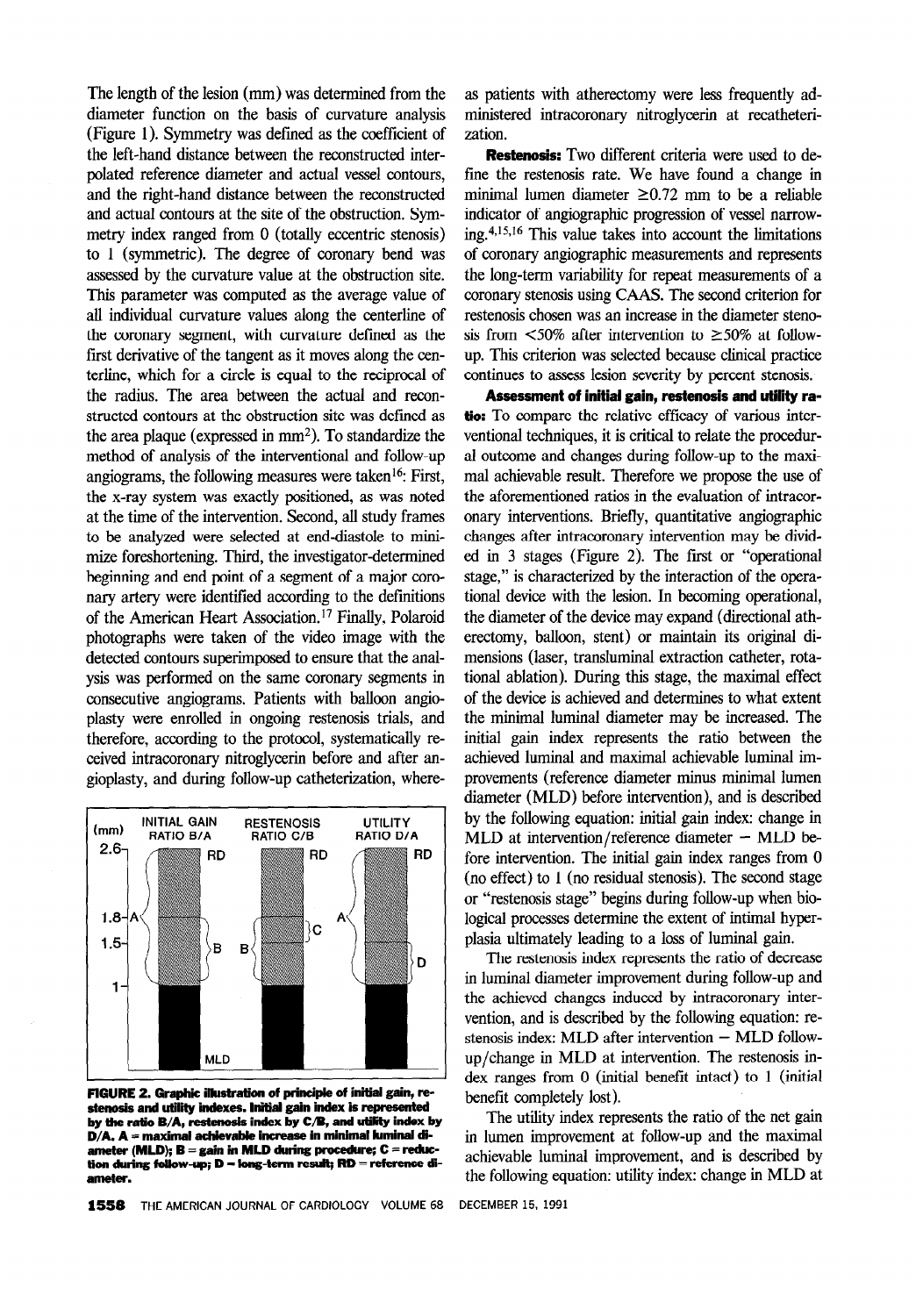The length of the lesion (mm) was determined from the diameter function on the basis of curvature analysis (Figure 1). Symmetry was defined as the coefficient of the left-hand distance between the reconstructed interpolated reference diameter and actual vessel contours, and the right-hand distance between the reconstructed and actual contours at the site of the obstruction. Symmetry index ranged from 0 (totally eccentric stenosis) to 1 (symmetric). The degree of coronary bend was assessed by the curvature value at the obstruction site. This parameter was computed as the average value of all individual curvature values along the centerline of the coronary segment, with curvature defined as the first derivative of the tangent as it moves along the centerline, which for a circle is equal to the reciprocal of the radius. The area between the actual and reconstructed contours at the obstruction site was defined as the area plaque (expressed in $mm^2$). To standardize the method of analysis of the interventional and follow-up angiograms, the following measures were taken[16]: First, the x-ray system was exactly positioned, as was noted at the time of the intervention. Second, all study frames to be analyzed were selected at end-diastole to minimize foreshortening. Third, the investigator-determined beginning and end point of a segment of a major coronary artery were identified according to the definitions of the American Heart Association.[17] Finally, Polaroid photographs were taken of the video image with the detected contours superimposed to ensure that the analysis was performed on the same coronary segments in consecutive angiograms. Patients with balloon angioplasty were enrolled in ongoing restenosis trials, and therefore, according to the protocol, systematically received intracoronary nitroglycerin before and after angioplasty, and during follow-up catheterization, whereas patients with atherectomy were less frequently administered intracoronary nitroglycerin at recatheterization.

**FIGURE 2. Graphic illustration of principle of initial gain, restenosis and utility indexes. Initial gain index is represented by the ratio B/A, restenosis index by C/B, and utility index by D/A. A = maximal achievable increase in minimal luminal diameter (MLD); B = gain in MLD during procedure; C = reduction during follow-up; D = long-term result; RD = reference diameter.**

**Restenosis:** Two different criteria were used to define the restenosis rate. We have found a change in minimal lumen diameter ≥0.72 mm to be a reliable indicator of angiographic progression of vessel narrowing.[4,15,16] This value takes into account the limitations of coronary angiographic measurements and represents the long-term variability for repeat measurements of a coronary stenosis using CAAS. The second criterion for restenosis chosen was an increase in the diameter stenosis from <50% after intervention to ≥50% at follow-up. This criterion was selected because clinical practice continues to assess lesion severity by percent stenosis.

**Assessment of initial gain, restenosis and utility ratio:** To compare the relative efficacy of various interventional techniques, it is critical to relate the procedural outcome and changes during follow-up to the maximal achievable result. Therefore we propose the use of the aforementioned ratios in the evaluation of intracoronary interventions. Briefly, quantitative angiographic changes after intracoronary intervention may be divided in 3 stages (Figure 2). The first or "operational stage," is characterized by the interaction of the operational device with the lesion. In becoming operational, the diameter of the device may expand (directional atherectomy, balloon, stent) or maintain its original dimensions (laser, transluminal extraction catheter, rotational ablation). During this stage, the maximal effect of the device is achieved and determines to what extent the minimal luminal diameter may be increased. The initial gain index represents the ratio between the achieved luminal and maximal achievable luminal improvements (reference diameter minus minimal lumen diameter (MLD) before intervention), and is described by the following equation: initial gain index: change in MLD at intervention/reference diameter − MLD before intervention. The initial gain index ranges from 0 (no effect) to 1 (no residual stenosis). The second stage or "restenosis stage" begins during follow-up when biological processes determine the extent of intimal hyperplasia ultimately leading to a loss of luminal gain.

The restenosis index represents the ratio of decrease in luminal diameter improvement during follow-up and the achieved changes induced by intracoronary intervention, and is described by the following equation: restenosis index: MLD after intervention − MLD follow-up/change in MLD at intervention. The restenosis index ranges from 0 (initial benefit intact) to 1 (initial benefit completely lost).

The utility index represents the ratio of the net gain in lumen improvement at follow-up and the maximal achievable luminal improvement, and is described by the following equation: utility index: change in MLD at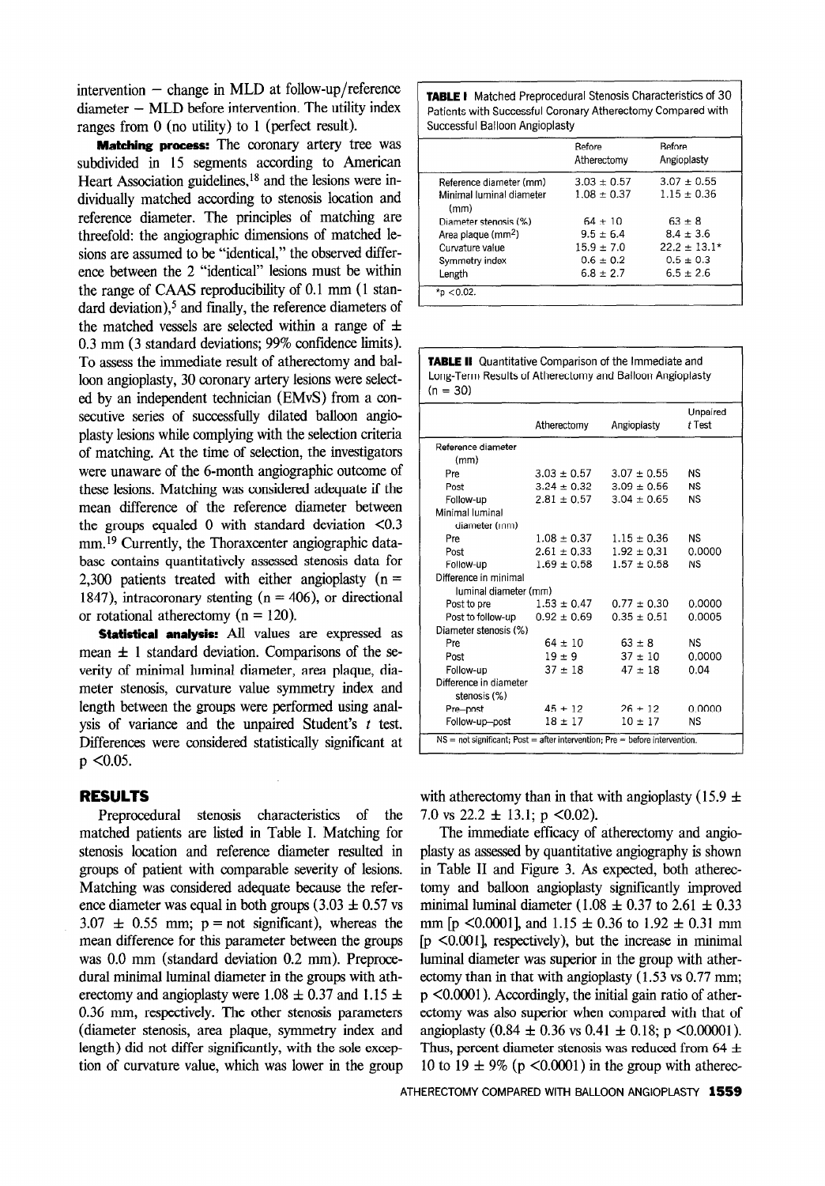intervention − change in MLD at follow-up/reference diameter − MLD before intervention. The utility index ranges from 0 (no utility) to 1 (perfect result).

**Matching process:** The coronary artery tree was subdivided in 15 segments according to American Heart Association guidelines,[18] and the lesions were individually matched according to stenosis location and reference diameter. The principles of matching are threefold: the angiographic dimensions of matched lesions are assumed to be "identical," the observed difference between the 2 "identical" lesions must be within the range of CAAS reproducibility of 0.1 mm (1 standard deviation),[5] and finally, the reference diameters of the matched vessels are selected within a range of ± 0.3 mm (3 standard deviations; 99% confidence limits). To assess the immediate result of atherectomy and balloon angioplasty, 30 coronary artery lesions were selected by an independent technician (EMvS) from a consecutive series of successfully dilated balloon angioplasty lesions while complying with the selection criteria of matching. At the time of selection, the investigators were unaware of the 6-month angiographic outcome of these lesions. Matching was considered adequate if the mean difference of the reference diameter between the groups equaled 0 with standard deviation <0.3 mm.[19] Currently, the Thoraxcenter angiographic database contains quantitatively assessed stenosis data for 2,300 patients treated with either angioplasty (n = 1847), intracoronary stenting (n = 406), or directional or rotational atherectomy (n = 120).

**Statistical analysis:** All values are expressed as mean ± 1 standard deviation. Comparisons of the severity of minimal luminal diameter, area plaque, diameter stenosis, curvature value symmetry index and length between the groups were performed using analysis of variance and the unpaired Student's *t* test. Differences were considered statistically significant at $p < 0.05$.

## RESULTS

Preprocedural stenosis characteristics of the matched patients are listed in Table I. Matching for stenosis location and reference diameter resulted in groups of patient with comparable severity of lesions. Matching was considered adequate because the reference diameter was equal in both groups (3.03 ± 0.57 vs 3.07 ± 0.55 mm; p = not significant), whereas the mean difference for this parameter between the groups was 0.0 mm (standard deviation 0.2 mm). Preprocedural minimal luminal diameter in the groups with atherectomy and angioplasty were 1.08 ± 0.37 and 1.15 ± 0.36 mm, respectively. The other stenosis parameters (diameter stenosis, area plaque, symmetry index and length) did not differ significantly, with the sole exception of curvature value, which was lower in the group with atherectomy than in that with angioplasty (15.9 ± 7.0 vs 22.2 ± 13.1; $p < 0.02$).

The immediate efficacy of atherectomy and angioplasty as assessed by quantitative angiography is shown in Table II and Figure 3. As expected, both atherectomy and balloon angioplasty significantly improved minimal luminal diameter (1.08 ± 0.37 to 2.61 ± 0.33 mm [$p < 0.0001$], and 1.15 ± 0.36 to 1.92 ± 0.31 mm [$p < 0.001$], respectively), but the increase in minimal luminal diameter was superior in the group with atherectomy than in that with angioplasty (1.53 vs 0.77 mm; $p < 0.0001$). Accordingly, the initial gain ratio of atherectomy was also superior when compared with that of angioplasty (0.84 ± 0.36 vs 0.41 ± 0.18; $p < 0.00001$). Thus, percent diameter stenosis was reduced from 64 ± 10 to 19 ± 9% ($p < 0.0001$) in the group with atherec-

**TABLE I** Matched Preprocedural Stenosis Characteristics of 30 Patients with Successful Coronary Atherectomy Compared with Successful Balloon Angioplasty

| | Before Atherectomy | Before Angioplasty |
|---|---|---|
| Reference diameter (mm) | 3.03 ± 0.57 | 3.07 ± 0.55 |
| Minimal luminal diameter (mm) | 1.08 ± 0.37 | 1.15 ± 0.36 |
| Diameter stenosis (%) | 64 ± 10 | 63 ± 8 |
| Area plaque (mm²) | 9.5 ± 6.4 | 8.4 ± 3.6 |
| Curvature value | 15.9 ± 7.0 | 22.2 ± 13.1* |
| Symmetry index | 0.6 ± 0.2 | 0.5 ± 0.3 |
| Length | 6.8 ± 2.7 | 6.5 ± 2.6 |

*p <0.02.

**TABLE II** Quantitative Comparison of the Immediate and Long-Term Results of Atherectomy and Balloon Angioplasty (n = 30)

| | Atherectomy | Angioplasty | Unpaired *t* Test |
|---|---|---|---|
| Reference diameter (mm) | | | |
| Pre | 3.03 ± 0.57 | 3.07 ± 0.55 | NS |
| Post | 3.24 ± 0.32 | 3.09 ± 0.56 | NS |
| Follow-up | 2.81 ± 0.57 | 3.04 ± 0.65 | NS |
| Minimal luminal diameter (mm) | | | |
| Pre | 1.08 ± 0.37 | 1.15 ± 0.36 | NS |
| Post | 2.61 ± 0.33 | 1.92 ± 0.31 | 0.0000 |
| Follow-up | 1.69 ± 0.58 | 1.57 ± 0.58 | NS |
| Difference in minimal luminal diameter (mm) | | | |
| Post to pre | 1.53 ± 0.47 | 0.77 ± 0.30 | 0.0000 |
| Post to follow-up | 0.92 ± 0.69 | 0.35 ± 0.51 | 0.0005 |
| Diameter stenosis (%) | | | |
| Pre | 64 ± 10 | 63 ± 8 | NS |
| Post | 19 ± 9 | 37 ± 10 | 0.0000 |
| Follow-up | 37 ± 18 | 47 ± 18 | 0.04 |
| Difference in diameter stenosis (%) | | | |
| Pre–post | 45 ± 12 | 26 ± 12 | 0.0000 |
| Follow-up–post | 18 ± 17 | 10 ± 17 | NS |

NS = not significant; Post = after intervention; Pre = before intervention.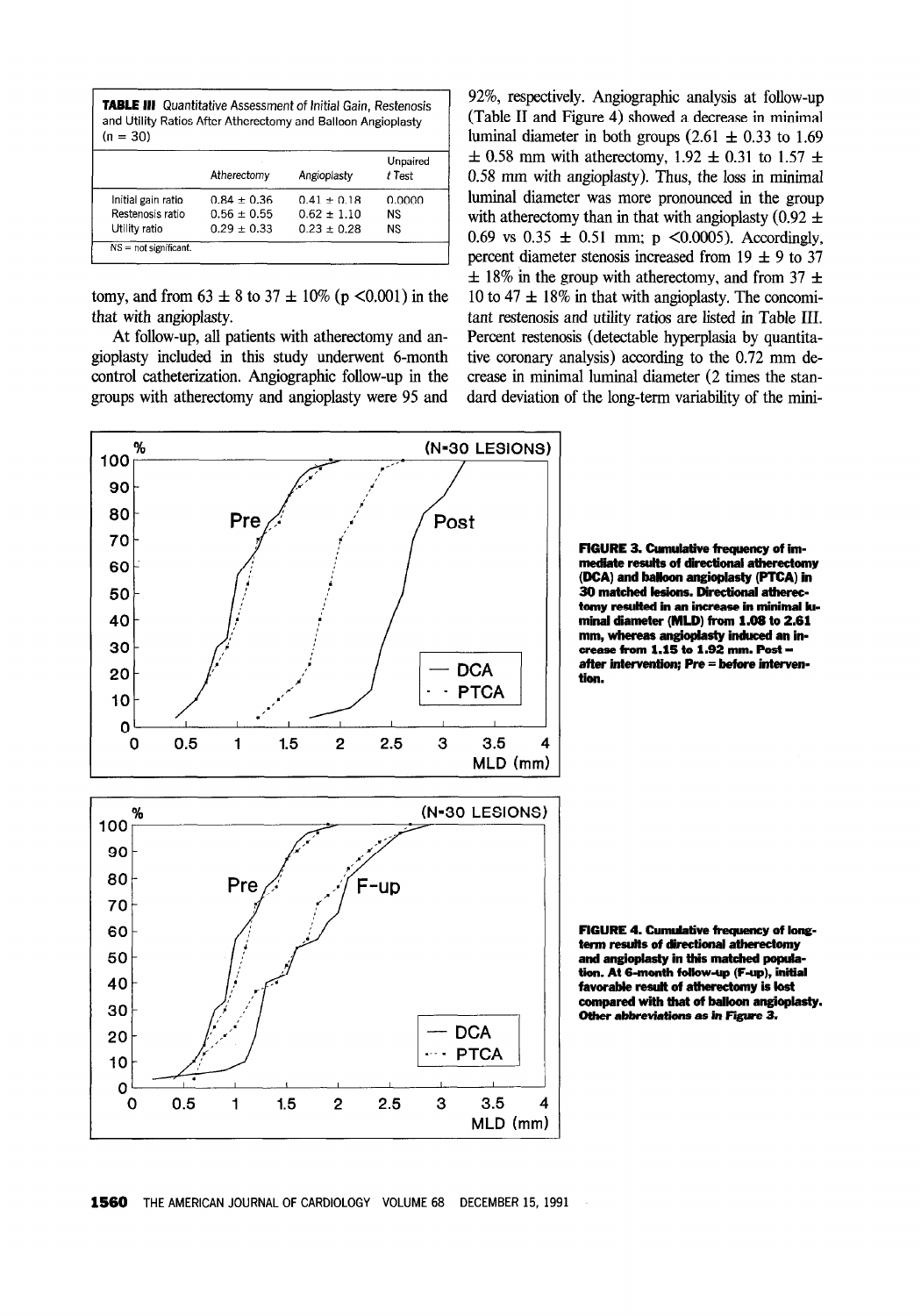**TABLE III** Quantitative Assessment of Initial Gain, Restenosis and Utility Ratios After Atherectomy and Balloon Angioplasty (n = 30)

| | Atherectomy | Angioplasty | Unpaired *t* Test |
|---|---|---|---|
| Initial gain ratio | 0.84 ± 0.36 | 0.41 ± 0.18 | 0.0000 |
| Restenosis ratio | 0.56 ± 0.55 | 0.62 ± 1.10 | NS |
| Utility ratio | 0.29 ± 0.33 | 0.23 ± 0.28 | NS |

NS = not significant.

tomy, and from 63 ± 8 to 37 ± 10% ($p < 0.001$) in the that with angioplasty.

At follow-up, all patients with atherectomy and angioplasty included in this study underwent 6-month control catheterization. Angiographic follow-up in the groups with atherectomy and angioplasty were 95 and 92%, respectively. Angiographic analysis at follow-up (Table II and Figure 4) showed a decrease in minimal luminal diameter in both groups (2.61 ± 0.33 to 1.69 ± 0.58 mm with atherectomy, 1.92 ± 0.31 to 1.57 ± 0.58 mm with angioplasty). Thus, the loss in minimal luminal diameter was more pronounced in the group with atherectomy than in that with angioplasty (0.92 ± 0.69 vs 0.35 ± 0.51 mm; $p < 0.0005$). Accordingly, percent diameter stenosis increased from 19 ± 9 to 37 ± 18% in the group with atherectomy, and from 37 ± 10 to 47 ± 18% in that with angioplasty. The concomitant restenosis and utility ratios are listed in Table III. Percent restenosis (detectable hyperplasia by quantitative coronary analysis) according to the 0.72 mm decrease in minimal luminal diameter (2 times the standard deviation of the long-term variability of the mini-

**FIGURE 3. Cumulative frequency of immediate results of directional atherectomy (DCA) and balloon angioplasty (PTCA) in 30 matched lesions. Directional atherectomy resulted in an increase in minimal luminal diameter (MLD) from 1.08 to 2.61 mm, whereas angioplasty induced an increase from 1.15 to 1.92 mm. Post = after intervention; Pre = before intervention.**

**FIGURE 4. Cumulative frequency of long-term results of directional atherectomy and angioplasty in this matched population. At 6-month follow-up (F-up), initial favorable result of atherectomy is lost compared with that of balloon angioplasty. Other abbreviations as in Figure 3.**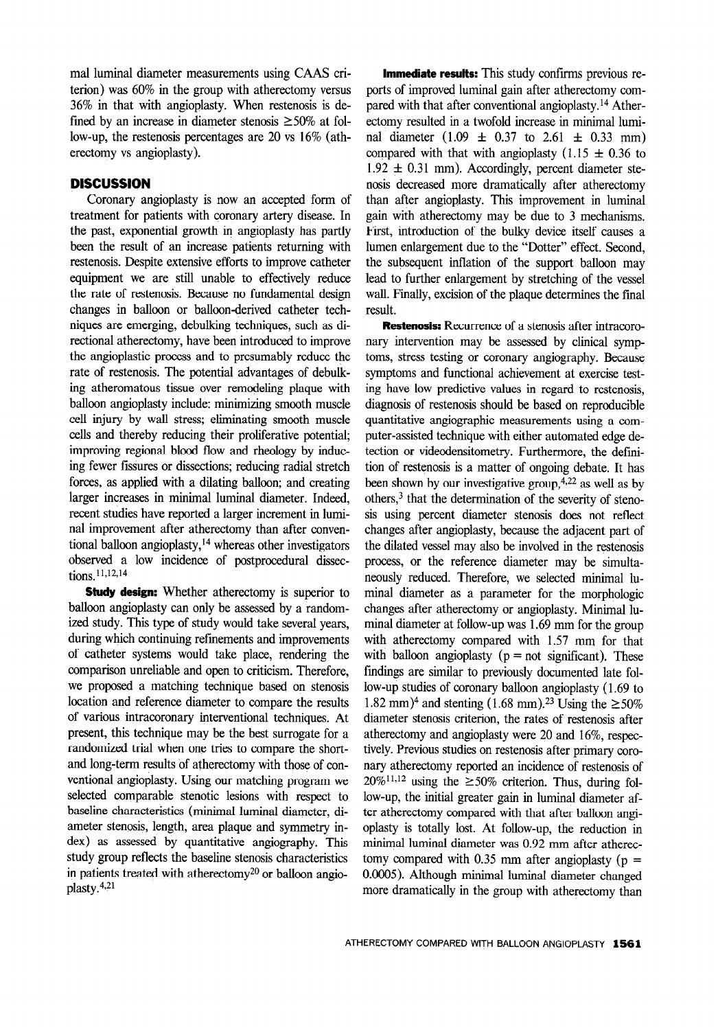mal luminal diameter measurements using CAAS criterion) was 60% in the group with atherectomy versus 36% in that with angioplasty. When restenosis is defined by an increase in diameter stenosis ≥50% at follow-up, the restenosis percentages are 20 vs 16% (atherectomy vs angioplasty).

## DISCUSSION

Coronary angioplasty is now an accepted form of treatment for patients with coronary artery disease. In the past, exponential growth in angioplasty has partly been the result of an increase patients returning with restenosis. Despite extensive efforts to improve catheter equipment we are still unable to effectively reduce the rate of restenosis. Because no fundamental design changes in balloon or balloon-derived catheter techniques are emerging, debulking techniques, such as directional atherectomy, have been introduced to improve the angioplastic process and to presumably reduce the rate of restenosis. The potential advantages of debulking atheromatous tissue over remodeling plaque with balloon angioplasty include: minimizing smooth muscle cell injury by wall stress; eliminating smooth muscle cells and thereby reducing their proliferative potential; improving regional blood flow and rheology by inducing fewer fissures or dissections; reducing radial stretch forces, as applied with a dilating balloon; and creating larger increases in minimal luminal diameter. Indeed, recent studies have reported a larger increment in luminal improvement after atherectomy than after conventional balloon angioplasty,[14] whereas other investigators observed a low incidence of postprocedural dissections.[11,12,14]

**Study design:** Whether atherectomy is superior to balloon angioplasty can only be assessed by a randomized study. This type of study would take several years, during which continuing refinements and improvements of catheter systems would take place, rendering the comparison unreliable and open to criticism. Therefore, we proposed a matching technique based on stenosis location and reference diameter to compare the results of various intracoronary interventional techniques. At present, this technique may be the best surrogate for a randomized trial when one tries to compare the short- and long-term results of atherectomy with those of conventional angioplasty. Using our matching program we selected comparable stenotic lesions with respect to baseline characteristics (minimal luminal diameter, diameter stenosis, length, area plaque and symmetry index) as assessed by quantitative angiography. This study group reflects the baseline stenosis characteristics in patients treated with atherectomy[20] or balloon angioplasty.[4,21]

**Immediate results:** This study confirms previous reports of improved luminal gain after atherectomy compared with that after conventional angioplasty.[14] Atherectomy resulted in a twofold increase in minimal luminal diameter (1.09 ± 0.37 to 2.61 ± 0.33 mm) compared with that with angioplasty (1.15 ± 0.36 to 1.92 ± 0.31 mm). Accordingly, percent diameter stenosis decreased more dramatically after atherectomy than after angioplasty. This improvement in luminal gain with atherectomy may be due to 3 mechanisms. First, introduction of the bulky device itself causes a lumen enlargement due to the "Dotter" effect. Second, the subsequent inflation of the support balloon may lead to further enlargement by stretching of the vessel wall. Finally, excision of the plaque determines the final result.

**Restenosis:** Recurrence of a stenosis after intracoronary intervention may be assessed by clinical symptoms, stress testing or coronary angiography. Because symptoms and functional achievement at exercise testing have low predictive values in regard to restenosis, diagnosis of restenosis should be based on reproducible quantitative angiographic measurements using a computer-assisted technique with either automated edge detection or videodensitometry. Furthermore, the definition of restenosis is a matter of ongoing debate. It has been shown by our investigative group,[4,22] as well as by others,[3] that the determination of the severity of stenosis using percent diameter stenosis does not reflect changes after angioplasty, because the adjacent part of the dilated vessel may also be involved in the restenosis process, or the reference diameter may be simultaneously reduced. Therefore, we selected minimal luminal diameter as a parameter for the morphologic changes after atherectomy or angioplasty. Minimal luminal diameter at follow-up was 1.69 mm for the group with atherectomy compared with 1.57 mm for that with balloon angioplasty (p = not significant). These findings are similar to previously documented late follow-up studies of coronary balloon angioplasty (1.69 to 1.82 mm)[4] and stenting (1.68 mm).[23] Using the ≥50% diameter stenosis criterion, the rates of restenosis after atherectomy and angioplasty were 20 and 16%, respectively. Previous studies on restenosis after primary coronary atherectomy reported an incidence of restenosis of 20%[11,12] using the ≥50% criterion. Thus, during follow-up, the initial greater gain in luminal diameter after atherectomy compared with that after balloon angioplasty is totally lost. At follow-up, the reduction in minimal luminal diameter was 0.92 mm after atherectomy compared with 0.35 mm after angioplasty (p = 0.0005). Although minimal luminal diameter changed more dramatically in the group with atherectomy than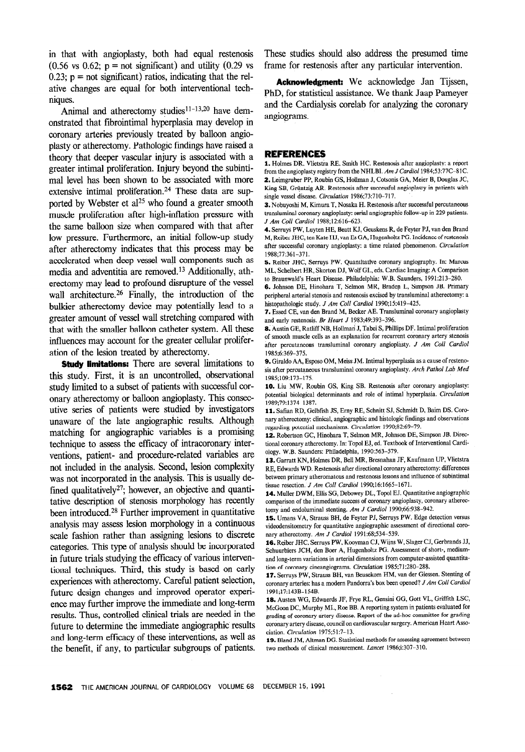in that with angioplasty, both had equal restenosis (0.56 vs 0.62; p = not significant) and utility (0.29 vs 0.23; p = not significant) ratios, indicating that the relative changes are equal for both interventional techniques.

Animal and atherectomy studies[11-13,20] have demonstrated that fibrointimal hyperplasia may develop in coronary arteries previously treated by balloon angioplasty or atherectomy. Pathologic findings have raised a theory that deeper vascular injury is associated with a greater intimal proliferation. Injury beyond the subintimal level has been shown to be associated with more extensive intimal proliferation.[24] These data are supported by Webster et al[25] who found a greater smooth muscle proliferation after high-inflation pressure with the same balloon size when compared with that after low pressure. Furthermore, an initial follow-up study after atherectomy indicates that this process may be accelerated when deep vessel wall components such as media and adventitia are removed.[13] Additionally, atherectomy may lead to profound disruption of the vessel wall architecture.[26] Finally, the introduction of the bulkier atherectomy device may potentially lead to a greater amount of vessel wall stretching compared with that with the smaller balloon catheter system. All these influences may account for the greater cellular proliferation of the lesion treated by atherectomy.

**Study limitations:** There are several limitations to this study. First, it is an uncontrolled, observational study limited to a subset of patients with successful coronary atherectomy or balloon angioplasty. This consecutive series of patients were studied by investigators unaware of the late angiographic results. Although matching for angiographic variables is a promising technique to assess the efficacy of intracoronary interventions, patient- and procedure-related variables are not included in the analysis. Second, lesion complexity was not incorporated in the analysis. This is usually defined qualitatively[27]; however, an objective and quantitative description of stenosis morphology has recently been introduced.[28] Further improvement in quantitative analysis may assess lesion morphology in a continuous scale fashion rather than assigning lesions to discrete categories. This type of analysis should be incorporated in future trials studying the efficacy of various interventional techniques. Third, this study is based on early experiences with atherectomy. Careful patient selection, future design changes and improved operator experience may further improve the immediate and long-term results. Thus, controlled clinical trials are needed in the future to determine the immediate angiographic results and long-term efficacy of these interventions, as well as the benefit, if any, to particular subgroups of patients. These studies should also address the presumed time frame for restenosis after any particular intervention.

**Acknowledgment:** We acknowledge Jan Tijssen, PhD, for statistical assistance. We thank Jaap Pameyer and the Cardialysis corelab for analyzing the coronary angiograms.

## REFERENCES

1. Holmes DR, Vlietstra RE, Smith HC. Restenosis after angioplasty: a report from the angioplasty registry from the NHLBI. *Am J Cardiol* 1984;53:77C–81C.
2. Leimgruber PP, Roubin GS, Hollman J, Cotsonis GA, Meier B, Douglas JC, King SB, Grüntzig AR. Restenosis after successful angioplasty in patients with single vessel disease. *Circulation* 1986;73:710–717.
3. Nobuyoshi M, Kimura T, Nosaka H. Restenosis after successful percutaneous transluminal coronary angioplasty: serial angiographic follow-up in 229 patients. *J Am Coll Cardiol* 1988;12:616–623.
4. Serruys PW, Luyten HE, Beatt KJ, Geuskens R, de Feyter PJ, van den Brand M, Reiber JHC, ten Kate HJ, van Es GA, Hugenholtz PG. Incidence of restenosis after successful coronary angioplasty: a time related phenomenon. *Circulation* 1988;77:361–371.
5. Reiber JHC, Serruys PW. Quantitative coronary angiography. In: Marcus ML, Schelbert HR, Skorton DJ, Wolf GL, eds. Cardiac Imaging: A Comparison to Braunwald's Heart Disease. Philadelphia: W.B. Saunders, 1991:213–280.
6. Johnson DE, Hinohara T, Selmon MR, Braden L, Simpson JB. Primary peripheral arterial stenosis and restenosis excised by transluminal atherectomy: a histopathologic study. *J Am Coll Cardiol* 1990;15:419–425.
7. Essed CE, van den Brand M, Becker AE. Transluminal coronary angioplasty and early restenosis. *Br Heart J* 1983;49:393–396.
8. Austin GE, Ratliff NB, Hollman J, Tabei S, Phillips DF. Intimal proliferation of smooth muscle cells as an explanation for recurrent coronary artery stenosis after percutaneous transluminal coronary angioplasty. *J Am Coll Cardiol* 1985;6:369–375.
9. Giraldo AA, Esposo OM, Meiss JM. Intimal hyperplasia as a cause of restenosis after percutaneous transluminal coronary angioplasty. *Arch Pathol Lab Med* 1985;109:173–175.
10. Liu MW, Roubin GS, King SB. Restenosis after coronary angioplasty: potential biological determinants and role of intimal hyperplasia. *Circulation* 1989;79:1374–1387.
11. Safian RD, Gelbfish JS, Erny RE, Schnitt SJ, Schmidt D, Baim DS. Coronary atherectomy: clinical, angiographic and histologic findings and observations regarding potential mechanisms. *Circulation* 1990;82:69–79.
12. Robertson GC, Hinohara T, Selmon MR, Johnson DE, Simpson JB. Directional coronary atherectomy. In: Topol EJ, ed. Textbook of Interventional Cardiology. W.B. Saunders: Philadelphia, 1990:563–579.
13. Garratt KN, Holmes DR, Bell MR, Bresnahan JF, Kaufmann UP, Vlietstra RE, Edwards WD. Restenosis after directional coronary atherectomy: differences between primary atheromatous and restenosis lesions and influence of subintimal tissue resection. *J Am Coll Cardiol* 1990;16:1665–1671.
14. Muller DWM, Ellis SG, Debowey DL, Topol EJ. Quantitative angiographic comparison of the immediate success of coronary angioplasty, coronary atherectomy and endoluminal stenting. *Am J Cardiol* 1990;66:938–942.
15. Umans VA, Strauss BH, de Feyter PJ, Serruys PW. Edge detection versus videodensitometry for quantitative angiographic assessment of directional coronary atherectomy. *Am J Cardiol* 1991;68;534–539.
16. Reiber JHC, Serruys PW, Kooyman CJ, Wijns W, Slager CJ, Gerbrands JJ, Schuurbiers JCH, den Boer A, Hugenholtz PG. Assessment of short-, medium- and long-term variations in arterial dimensions from computer-assisted quantitation of coronary cineangiograms. *Circulation* 1985:71:280–288.
17. Serruys PW, Strauss BH, van Beusekom HM, van der Giessen. Stenting of coronary arteries: has a modern Pandorra's box been opened? *J Am Coll Cardiol* 1991;17:143B–154B.
18. Austen WG, Edwaerds JF, Frye RL, Gensini GG, Gott VL, Griffith LSC, McGoon DC, Murphy ML, Roe BB. A reporting system in patients evaluated for grading of coronary artery disease. Report of the ad-hoc committee for grading coronary artery disease, council on cardiovascular surgery. American Heart Association. *Circulation* 1975;51:7–13.
19. Bland JM, Altman DG. Statistical methods for assessing agreement between two methods of clinical measurement. *Lancet* 1986;i:307–310.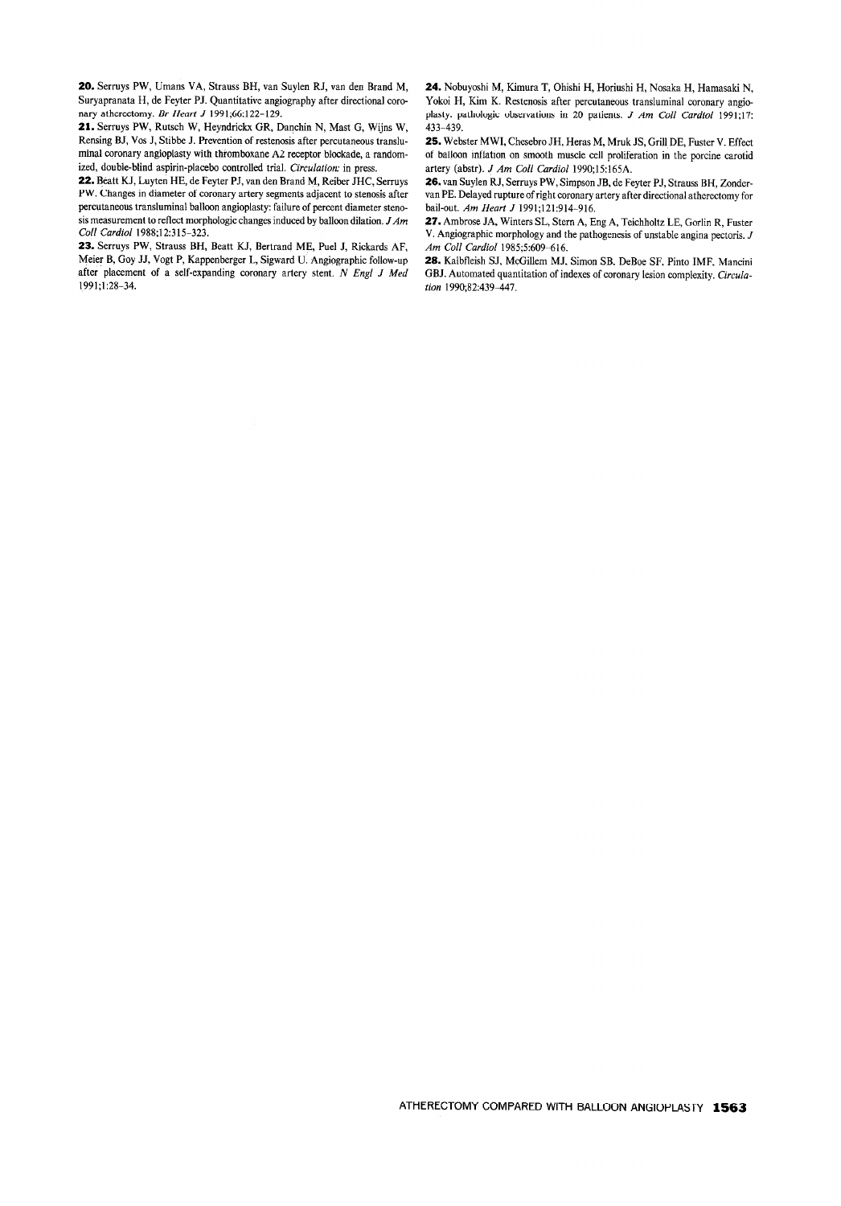**20.** Serruys PW, Umans VA, Strauss BH, van Suylen RJ, van den Brand M, Suryapranata H, de Feyter PJ. Quantitative angiography after directional coronary atherectomy. *Br Heart J* 1991;66:122–129.

**21.** Serruys PW, Rutsch W, Heyndrickx GR, Danchin N, Mast G, Wijns W, Rensing BJ, Vos J, Stibbe J. Prevention of restenosis after percutaneous transluminal coronary angioplasty with thromboxane A2 receptor blockade, a randomized, double-blind aspirin-placebo controlled trial. *Circulation:* in press.

**22.** Beatt KJ, Luyten HE, de Feyter PJ, van den Brand M, Reiber JHC, Serruys PW. Changes in diameter of coronary artery segments adjacent to stenosis after percutaneous transluminal balloon angioplasty: failure of percent diameter stenosis measurement to reflect morphologic changes induced by balloon dilation. *J Am Coll Cardiol* 1988;12:315–323.

**23.** Serruys PW, Strauss BH, Beatt KJ, Bertrand ME, Puel J, Rickards AF, Meier B, Goy JJ, Vogt P, Kappenberger L, Sigward U. Angiographic follow-up after placement of a self-expanding coronary artery stent. *N Engl J Med* 1991;1:28–34.

**24.** Nobuyoshi M, Kimura T, Ohishi H, Horiushi H, Nosaka H, Hamasaki N, Yokoi H, Kim K. Restenosis after percutaneous transluminal coronary angioplasty. pathologic observations in 20 patients. *J Am Coll Cardiol* 1991;17:433–439.

**25.** Webster MWI, Chesebro JH, Heras M, Mruk JS, Grill DE, Fuster V. Effect of balloon inflation on smooth muscle cell proliferation in the porcine carotid artery (abstr). *J Am Coll Cardiol* 1990;15:165A.

**26.** van Suylen RJ, Serruys PW, Simpson JB, de Feyter PJ, Strauss BH, Zondervan PE. Delayed rupture of right coronary artery after directional atherectomy for bail-out. *Am Heart J* 1991;121:914–916.

**27.** Ambrose JA, Winters SL, Stern A, Eng A, Teichholtz LE, Gorlin R, Fuster V. Angiographic morphology and the pathogenesis of unstable angina pectoris. *J Am Coll Cardiol* 1985;5:609–616.

**28.** Kalbfleish SJ, McGillem MJ, Simon SB, DeBoe SF, Pinto IMF, Mancini GBJ. Automated quantitation of indexes of coronary lesion complexity. *Circulation* 1990;82:439–447.